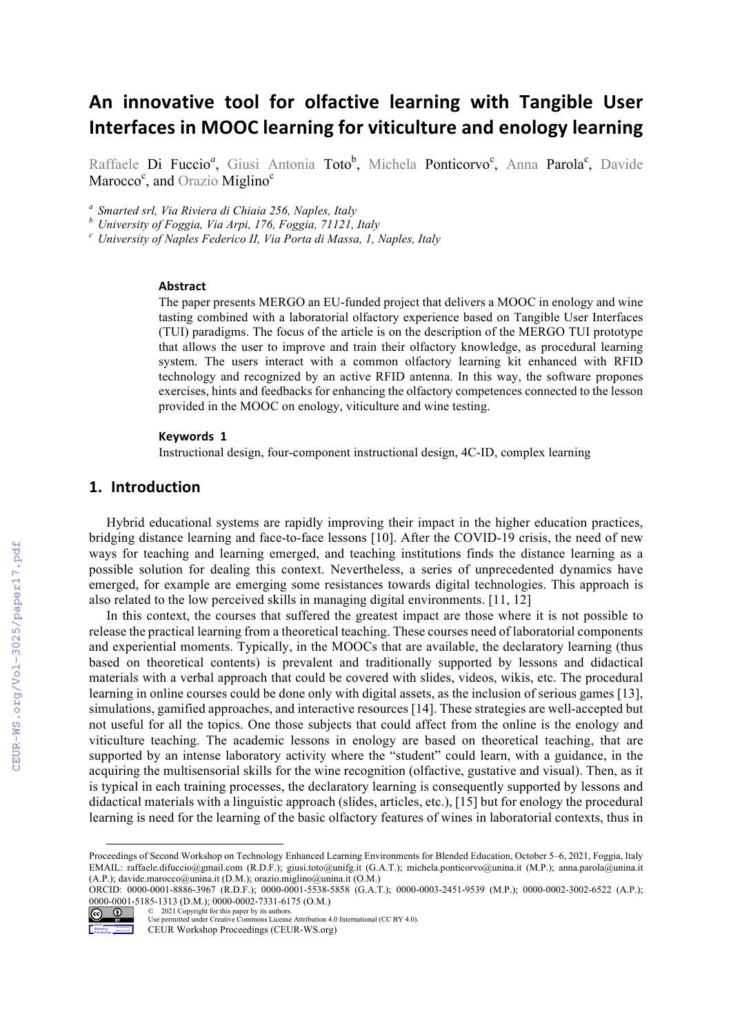# An innovative tool for olfactive learning with Tangible User Interfaces in MOOC learning for viticulture and enology learning

Raffaele Di Fuccio[a], Giusi Antonia Toto[b], Michela Ponticorvo[c], Anna Parola[c], Davide Marocco[c], and Orazio Miglino[c]

[a] *Smarted srl, Via Riviera di Chiaia 256, Naples, Italy*
[b] *University of Foggia, Via Arpi, 176, Foggia, 71121, Italy*
[c] *University of Naples Federico II, Via Porta di Massa, 1, Naples, Italy*

### Abstract

The paper presents MERGO an EU-funded project that delivers a MOOC in enology and wine tasting combined with a laboratorial olfactory experience based on Tangible User Interfaces (TUI) paradigms. The focus of the article is on the description of the MERGO TUI prototype that allows the user to improve and train their olfactory knowledge, as procedural learning system. The users interact with a common olfactory learning kit enhanced with RFID technology and recognized by an active RFID antenna. In this way, the software propones exercises, hints and feedbacks for enhancing the olfactory competences connected to the lesson provided in the MOOC on enology, viticulture and wine testing.

### Keywords 1

Instructional design, four-component instructional design, 4C-ID, complex learning

## 1. Introduction

Hybrid educational systems are rapidly improving their impact in the higher education practices, bridging distance learning and face-to-face lessons [10]. After the COVID-19 crisis, the need of new ways for teaching and learning emerged, and teaching institutions finds the distance learning as a possible solution for dealing this context. Nevertheless, a series of unprecedented dynamics have emerged, for example are emerging some resistances towards digital technologies. This approach is also related to the low perceived skills in managing digital environments. [11, 12]

In this context, the courses that suffered the greatest impact are those where it is not possible to release the practical learning from a theoretical teaching. These courses need of laboratorial components and experiential moments. Typically, in the MOOCs that are available, the declaratory learning (thus based on theoretical contents) is prevalent and traditionally supported by lessons and didactical materials with a verbal approach that could be covered with slides, videos, wikis, etc. The procedural learning in online courses could be done only with digital assets, as the inclusion of serious games [13], simulations, gamified approaches, and interactive resources [14]. These strategies are well-accepted but not useful for all the topics. One those subjects that could affect from the online is the enology and viticulture teaching. The academic lessons in enology are based on theoretical teaching, that are supported by an intense laboratory activity where the "student" could learn, with a guidance, in the acquiring the multisensorial skills for the wine recognition (olfactive, gustative and visual). Then, as it is typical in each training processes, the declaratory learning is consequently supported by lessons and didactical materials with a linguistic approach (slides, articles, etc.), [15] but for enology the procedural learning is need for the learning of the basic olfactory features of wines in laboratorial contexts, thus in

---

Proceedings of Second Workshop on Technology Enhanced Learning Environments for Blended Education, October 5–6, 2021, Foggia, Italy
EMAIL: raffaele.difuccio@gmail.com (R.D.F.); giusi.toto@unifg.it (G.A.T.); michela.ponticorvo@unina.it (M.P.); anna.parola@unina.it (A.P.); davide.marocco@unina.it (D.M.); orazio.miglino@unina.it (O.M.)
ORCID: 0000-0001-8886-3967 (R.D.F.); 0000-0001-5538-5858 (G.A.T.); 0000-0003-2451-9539 (M.P.); 0000-0002-3002-6522 (A.P.); 0000-0001-5185-1313 (D.M.); 0000-0002-7331-6175 (O.M.)
© 2021 Copyright for this paper by its authors.
Use permitted under Creative Commons License Attribution 4.0 International (CC BY 4.0).
CEUR Workshop Proceedings (CEUR-WS.org)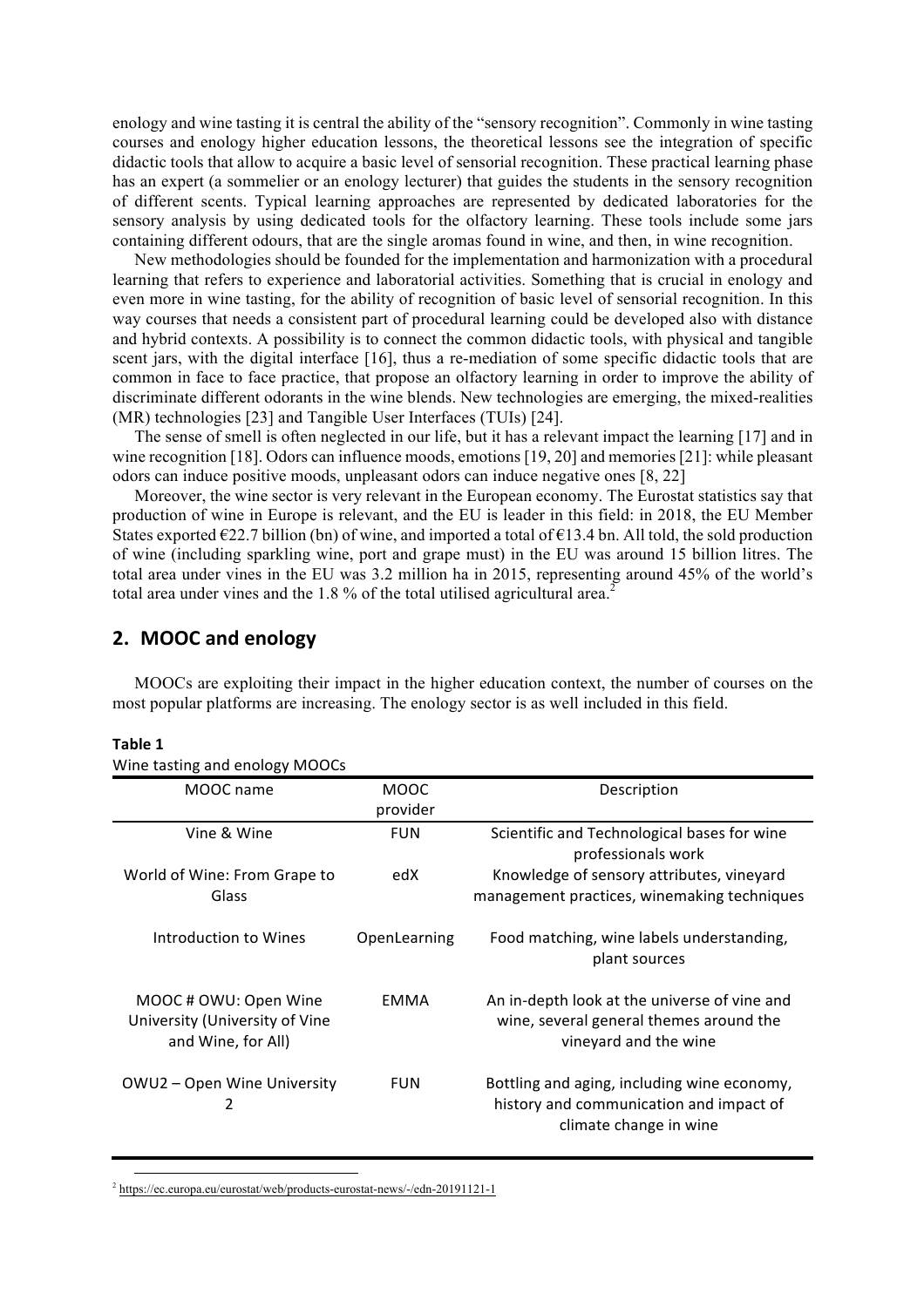enology and wine tasting it is central the ability of the "sensory recognition". Commonly in wine tasting courses and enology higher education lessons, the theoretical lessons see the integration of specific didactic tools that allow to acquire a basic level of sensorial recognition. These practical learning phase has an expert (a sommelier or an enology lecturer) that guides the students in the sensory recognition of different scents. Typical learning approaches are represented by dedicated laboratories for the sensory analysis by using dedicated tools for the olfactory learning. These tools include some jars containing different odours, that are the single aromas found in wine, and then, in wine recognition.

New methodologies should be founded for the implementation and harmonization with a procedural learning that refers to experience and laboratorial activities. Something that is crucial in enology and even more in wine tasting, for the ability of recognition of basic level of sensorial recognition. In this way courses that needs a consistent part of procedural learning could be developed also with distance and hybrid contexts. A possibility is to connect the common didactic tools, with physical and tangible scent jars, with the digital interface [16], thus a re-mediation of some specific didactic tools that are common in face to face practice, that propose an olfactory learning in order to improve the ability of discriminate different odorants in the wine blends. New technologies are emerging, the mixed-realities (MR) technologies [23] and Tangible User Interfaces (TUIs) [24].

The sense of smell is often neglected in our life, but it has a relevant impact the learning [17] and in wine recognition [18]. Odors can influence moods, emotions [19, 20] and memories [21]: while pleasant odors can induce positive moods, unpleasant odors can induce negative ones [8, 22]

Moreover, the wine sector is very relevant in the European economy. The Eurostat statistics say that production of wine in Europe is relevant, and the EU is leader in this field: in 2018, the EU Member States exported €22.7 billion (bn) of wine, and imported a total of €13.4 bn. All told, the sold production of wine (including sparkling wine, port and grape must) in the EU was around 15 billion litres. The total area under vines in the EU was 3.2 million ha in 2015, representing around 45% of the world's total area under vines and the 1.8 % of the total utilised agricultural area.[2]

## 2. MOOC and enology

MOOCs are exploiting their impact in the higher education context, the number of courses on the most popular platforms are increasing. The enology sector is as well included in this field.

**Table 1**
Wine tasting and enology MOOCs

| MOOC name | MOOC provider | Description |
|---|---|---|
| Vine & Wine | FUN | Scientific and Technological bases for wine professionals work |
| World of Wine: From Grape to Glass | edX | Knowledge of sensory attributes, vineyard management practices, winemaking techniques |
| Introduction to Wines | OpenLearning | Food matching, wine labels understanding, plant sources |
| MOOC # OWU: Open Wine University (University of Vine and Wine, for All) | EMMA | An in-depth look at the universe of vine and wine, several general themes around the vineyard and the wine |
| OWU2 – Open Wine University 2 | FUN | Bottling and aging, including wine economy, history and communication and impact of climate change in wine |

[2] https://ec.europa.eu/eurostat/web/products-eurostat-news/-/edn-20191121-1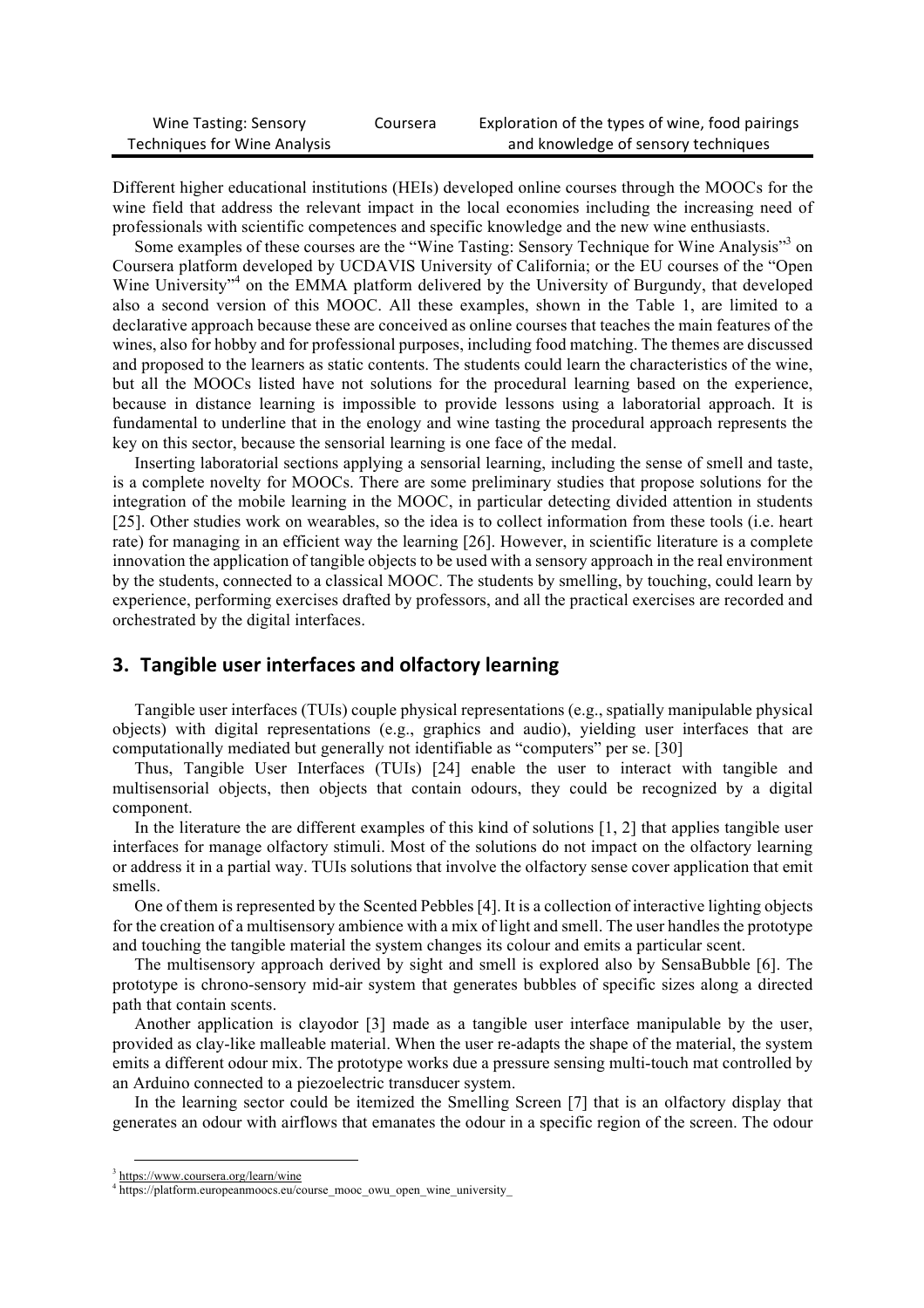| Wine Tasting: Sensory Techniques for Wine Analysis | Coursera | Exploration of the types of wine, food pairings and knowledge of sensory techniques |
|---|---|---|

Different higher educational institutions (HEIs) developed online courses through the MOOCs for the wine field that address the relevant impact in the local economies including the increasing need of professionals with scientific competences and specific knowledge and the new wine enthusiasts.

Some examples of these courses are the "Wine Tasting: Sensory Technique for Wine Analysis"[3] on Coursera platform developed by UCDAVIS University of California; or the EU courses of the "Open Wine University"[4] on the EMMA platform delivered by the University of Burgundy, that developed also a second version of this MOOC. All these examples, shown in the Table 1, are limited to a declarative approach because these are conceived as online courses that teaches the main features of the wines, also for hobby and for professional purposes, including food matching. The themes are discussed and proposed to the learners as static contents. The students could learn the characteristics of the wine, but all the MOOCs listed have not solutions for the procedural learning based on the experience, because in distance learning is impossible to provide lessons using a laboratorial approach. It is fundamental to underline that in the enology and wine tasting the procedural approach represents the key on this sector, because the sensorial learning is one face of the medal.

Inserting laboratorial sections applying a sensorial learning, including the sense of smell and taste, is a complete novelty for MOOCs. There are some preliminary studies that propose solutions for the integration of the mobile learning in the MOOC, in particular detecting divided attention in students [25]. Other studies work on wearables, so the idea is to collect information from these tools (i.e. heart rate) for managing in an efficient way the learning [26]. However, in scientific literature is a complete innovation the application of tangible objects to be used with a sensory approach in the real environment by the students, connected to a classical MOOC. The students by smelling, by touching, could learn by experience, performing exercises drafted by professors, and all the practical exercises are recorded and orchestrated by the digital interfaces.

## 3. Tangible user interfaces and olfactory learning

Tangible user interfaces (TUIs) couple physical representations (e.g., spatially manipulable physical objects) with digital representations (e.g., graphics and audio), yielding user interfaces that are computationally mediated but generally not identifiable as "computers" per se. [30]

Thus, Tangible User Interfaces (TUIs) [24] enable the user to interact with tangible and multisensorial objects, then objects that contain odours, they could be recognized by a digital component.

In the literature the are different examples of this kind of solutions [1, 2] that applies tangible user interfaces for manage olfactory stimuli. Most of the solutions do not impact on the olfactory learning or address it in a partial way. TUIs solutions that involve the olfactory sense cover application that emit smells.

One of them is represented by the Scented Pebbles [4]. It is a collection of interactive lighting objects for the creation of a multisensory ambience with a mix of light and smell. The user handles the prototype and touching the tangible material the system changes its colour and emits a particular scent.

The multisensory approach derived by sight and smell is explored also by SensaBubble [6]. The prototype is chrono-sensory mid-air system that generates bubbles of specific sizes along a directed path that contain scents.

Another application is clayodor [3] made as a tangible user interface manipulable by the user, provided as clay-like malleable material. When the user re-adapts the shape of the material, the system emits a different odour mix. The prototype works due a pressure sensing multi-touch mat controlled by an Arduino connected to a piezoelectric transducer system.

In the learning sector could be itemized the Smelling Screen [7] that is an olfactory display that generates an odour with airflows that emanates the odour in a specific region of the screen. The odour

[3] https://www.coursera.org/learn/wine
[4] https://platform.europeanmoocs.eu/course_mooc_owu_open_wine_university_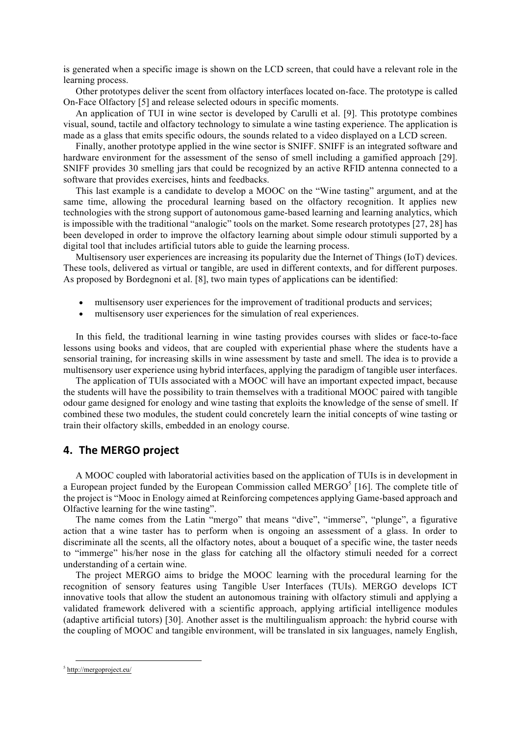is generated when a specific image is shown on the LCD screen, that could have a relevant role in the learning process.

Other prototypes deliver the scent from olfactory interfaces located on-face. The prototype is called On-Face Olfactory [5] and release selected odours in specific moments.

An application of TUI in wine sector is developed by Carulli et al. [9]. This prototype combines visual, sound, tactile and olfactory technology to simulate a wine tasting experience. The application is made as a glass that emits specific odours, the sounds related to a video displayed on a LCD screen.

Finally, another prototype applied in the wine sector is SNIFF. SNIFF is an integrated software and hardware environment for the assessment of the senso of smell including a gamified approach [29]. SNIFF provides 30 smelling jars that could be recognized by an active RFID antenna connected to a software that provides exercises, hints and feedbacks.

This last example is a candidate to develop a MOOC on the "Wine tasting" argument, and at the same time, allowing the procedural learning based on the olfactory recognition. It applies new technologies with the strong support of autonomous game-based learning and learning analytics, which is impossible with the traditional "analogic" tools on the market. Some research prototypes [27, 28] has been developed in order to improve the olfactory learning about simple odour stimuli supported by a digital tool that includes artificial tutors able to guide the learning process.

Multisensory user experiences are increasing its popularity due the Internet of Things (IoT) devices. These tools, delivered as virtual or tangible, are used in different contexts, and for different purposes. As proposed by Bordegnoni et al. [8], two main types of applications can be identified:

- multisensory user experiences for the improvement of traditional products and services;
- multisensory user experiences for the simulation of real experiences.

In this field, the traditional learning in wine tasting provides courses with slides or face-to-face lessons using books and videos, that are coupled with experiential phase where the students have a sensorial training, for increasing skills in wine assessment by taste and smell. The idea is to provide a multisensory user experience using hybrid interfaces, applying the paradigm of tangible user interfaces.

The application of TUIs associated with a MOOC will have an important expected impact, because the students will have the possibility to train themselves with a traditional MOOC paired with tangible odour game designed for enology and wine tasting that exploits the knowledge of the sense of smell. If combined these two modules, the student could concretely learn the initial concepts of wine tasting or train their olfactory skills, embedded in an enology course.

## 4. The MERGO project

A MOOC coupled with laboratorial activities based on the application of TUIs is in development in a European project funded by the European Commission called MERGO[5] [16]. The complete title of the project is "Mooc in Enology aimed at Reinforcing competences applying Game-based approach and Olfactive learning for the wine tasting".

The name comes from the Latin "mergo" that means "dive", "immerse", "plunge", a figurative action that a wine taster has to perform when is ongoing an assessment of a glass. In order to discriminate all the scents, all the olfactory notes, about a bouquet of a specific wine, the taster needs to "immerge" his/her nose in the glass for catching all the olfactory stimuli needed for a correct understanding of a certain wine.

The project MERGO aims to bridge the MOOC learning with the procedural learning for the recognition of sensory features using Tangible User Interfaces (TUIs). MERGO develops ICT innovative tools that allow the student an autonomous training with olfactory stimuli and applying a validated framework delivered with a scientific approach, applying artificial intelligence modules (adaptive artificial tutors) [30]. Another asset is the multilingualism approach: the hybrid course with the coupling of MOOC and tangible environment, will be translated in six languages, namely English,

[5] http://mergoproject.eu/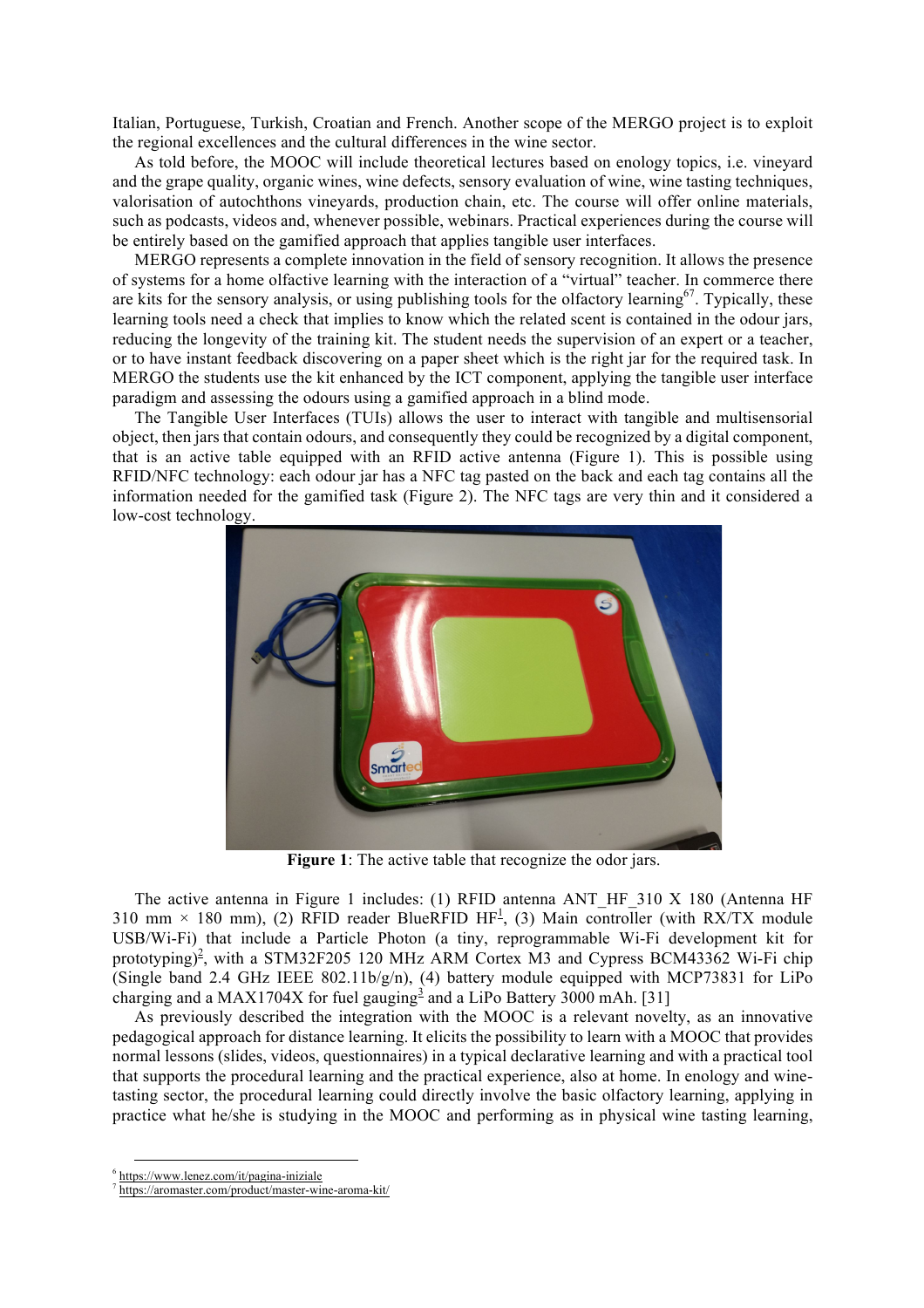Italian, Portuguese, Turkish, Croatian and French. Another scope of the MERGO project is to exploit the regional excellences and the cultural differences in the wine sector.

As told before, the MOOC will include theoretical lectures based on enology topics, i.e. vineyard and the grape quality, organic wines, wine defects, sensory evaluation of wine, wine tasting techniques, valorisation of autochthons vineyards, production chain, etc. The course will offer online materials, such as podcasts, videos and, whenever possible, webinars. Practical experiences during the course will be entirely based on the gamified approach that applies tangible user interfaces.

MERGO represents a complete innovation in the field of sensory recognition. It allows the presence of systems for a home olfactive learning with the interaction of a "virtual" teacher. In commerce there are kits for the sensory analysis, or using publishing tools for the olfactory learning[6][7]. Typically, these learning tools need a check that implies to know which the related scent is contained in the odour jars, reducing the longevity of the training kit. The student needs the supervision of an expert or a teacher, or to have instant feedback discovering on a paper sheet which is the right jar for the required task. In MERGO the students use the kit enhanced by the ICT component, applying the tangible user interface paradigm and assessing the odours using a gamified approach in a blind mode.

The Tangible User Interfaces (TUIs) allows the user to interact with tangible and multisensorial object, then jars that contain odours, and consequently they could be recognized by a digital component, that is an active table equipped with an RFID active antenna (Figure 1). This is possible using RFID/NFC technology: each odour jar has a NFC tag pasted on the back and each tag contains all the information needed for the gamified task (Figure 2). The NFC tags are very thin and it considered a low-cost technology.

**Figure 1**: The active table that recognize the odor jars.

The active antenna in Figure 1 includes: (1) RFID antenna ANT_HF_310 X 180 (Antenna HF 310 mm × 180 mm), (2) RFID reader BlueRFID HF[1], (3) Main controller (with RX/TX module USB/Wi-Fi) that include a Particle Photon (a tiny, reprogrammable Wi-Fi development kit for prototyping)[2], with a STM32F205 120 MHz ARM Cortex M3 and Cypress BCM43362 Wi-Fi chip (Single band 2.4 GHz IEEE 802.11b/g/n), (4) battery module equipped with MCP73831 for LiPo charging and a MAX1704X for fuel gauging[3] and a LiPo Battery 3000 mAh. [31]

As previously described the integration with the MOOC is a relevant novelty, as an innovative pedagogical approach for distance learning. It elicits the possibility to learn with a MOOC that provides normal lessons (slides, videos, questionnaires) in a typical declarative learning and with a practical tool that supports the procedural learning and the practical experience, also at home. In enology and wine-tasting sector, the procedural learning could directly involve the basic olfactory learning, applying in practice what he/she is studying in the MOOC and performing as in physical wine tasting learning,

[6] https://www.lenez.com/it/pagina-iniziale
[7] https://aromaster.com/product/master-wine-aroma-kit/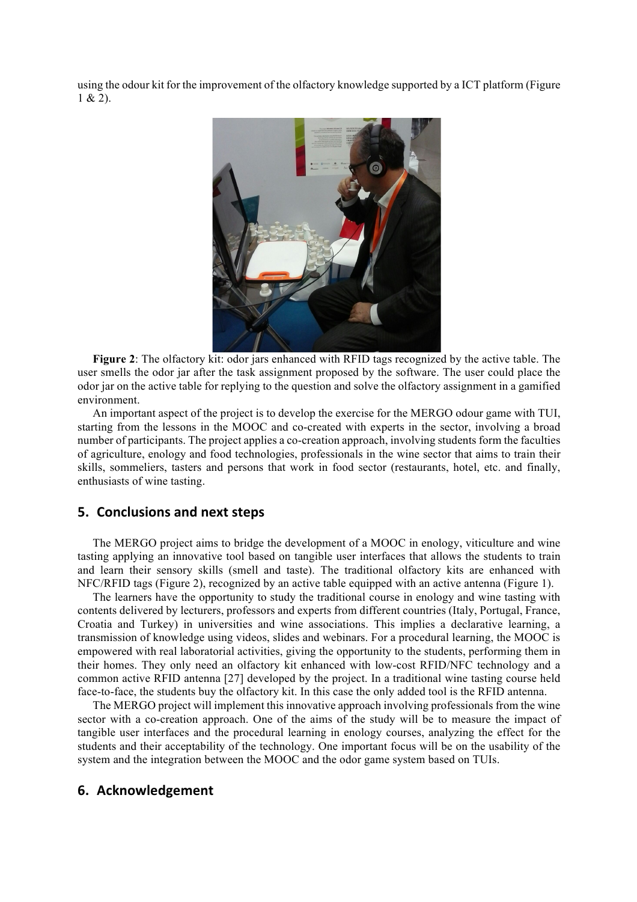using the odour kit for the improvement of the olfactory knowledge supported by a ICT platform (Figure 1 & 2).

**Figure 2**: The olfactory kit: odor jars enhanced with RFID tags recognized by the active table. The user smells the odor jar after the task assignment proposed by the software. The user could place the odor jar on the active table for replying to the question and solve the olfactory assignment in a gamified environment.

An important aspect of the project is to develop the exercise for the MERGO odour game with TUI, starting from the lessons in the MOOC and co-created with experts in the sector, involving a broad number of participants. The project applies a co-creation approach, involving students form the faculties of agriculture, enology and food technologies, professionals in the wine sector that aims to train their skills, sommeliers, tasters and persons that work in food sector (restaurants, hotel, etc. and finally, enthusiasts of wine tasting.

## 5. Conclusions and next steps

The MERGO project aims to bridge the development of a MOOC in enology, viticulture and wine tasting applying an innovative tool based on tangible user interfaces that allows the students to train and learn their sensory skills (smell and taste). The traditional olfactory kits are enhanced with NFC/RFID tags (Figure 2), recognized by an active table equipped with an active antenna (Figure 1).

The learners have the opportunity to study the traditional course in enology and wine tasting with contents delivered by lecturers, professors and experts from different countries (Italy, Portugal, France, Croatia and Turkey) in universities and wine associations. This implies a declarative learning, a transmission of knowledge using videos, slides and webinars. For a procedural learning, the MOOC is empowered with real laboratorial activities, giving the opportunity to the students, performing them in their homes. They only need an olfactory kit enhanced with low-cost RFID/NFC technology and a common active RFID antenna [27] developed by the project. In a traditional wine tasting course held face-to-face, the students buy the olfactory kit. In this case the only added tool is the RFID antenna.

The MERGO project will implement this innovative approach involving professionals from the wine sector with a co-creation approach. One of the aims of the study will be to measure the impact of tangible user interfaces and the procedural learning in enology courses, analyzing the effect for the students and their acceptability of the technology. One important focus will be on the usability of the system and the integration between the MOOC and the odor game system based on TUIs.

## 6. Acknowledgement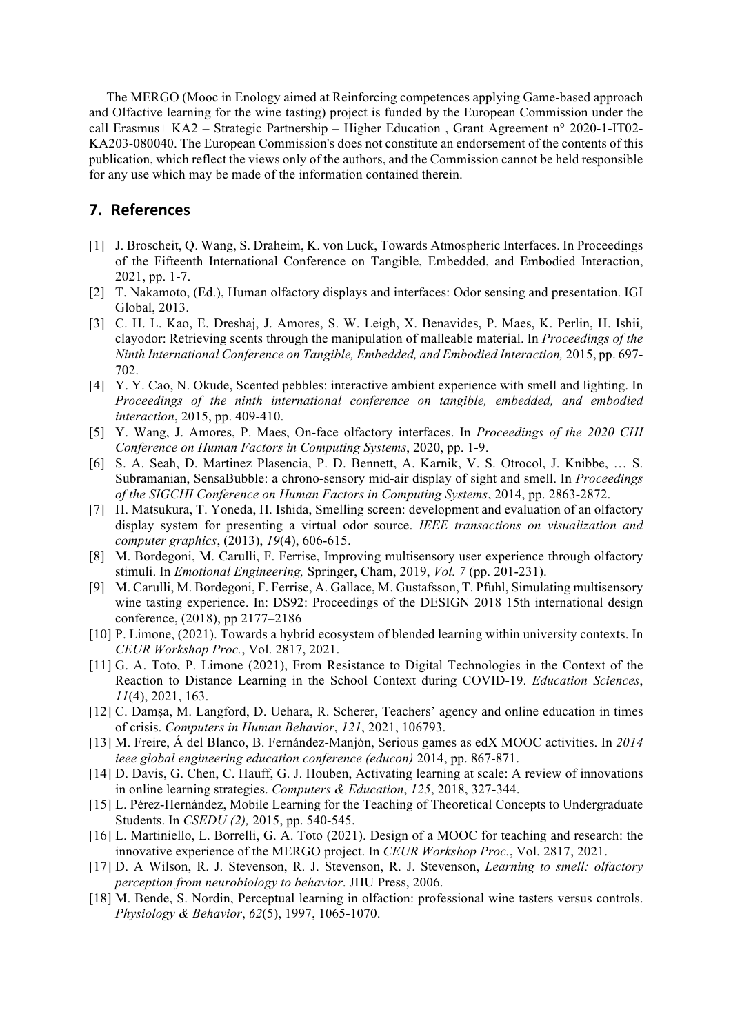The MERGO (Mooc in Enology aimed at Reinforcing competences applying Game-based approach and Olfactive learning for the wine tasting) project is funded by the European Commission under the call Erasmus+ KA2 – Strategic Partnership – Higher Education , Grant Agreement n° 2020-1-IT02-KA203-080040. The European Commission's does not constitute an endorsement of the contents of this publication, which reflect the views only of the authors, and the Commission cannot be held responsible for any use which may be made of the information contained therein.

## 7. References

[1] J. Broscheit, Q. Wang, S. Draheim, K. von Luck, Towards Atmospheric Interfaces. In Proceedings of the Fifteenth International Conference on Tangible, Embedded, and Embodied Interaction, 2021, pp. 1-7.

[2] T. Nakamoto, (Ed.), Human olfactory displays and interfaces: Odor sensing and presentation. IGI Global, 2013.

[3] C. H. L. Kao, E. Dreshaj, J. Amores, S. W. Leigh, X. Benavides, P. Maes, K. Perlin, H. Ishii, clayodor: Retrieving scents through the manipulation of malleable material. In *Proceedings of the Ninth International Conference on Tangible, Embedded, and Embodied Interaction,* 2015, pp. 697-702.

[4] Y. Y. Cao, N. Okude, Scented pebbles: interactive ambient experience with smell and lighting. In *Proceedings of the ninth international conference on tangible, embedded, and embodied interaction*, 2015, pp. 409-410.

[5] Y. Wang, J. Amores, P. Maes, On-face olfactory interfaces. In *Proceedings of the 2020 CHI Conference on Human Factors in Computing Systems*, 2020, pp. 1-9.

[6] S. A. Seah, D. Martinez Plasencia, P. D. Bennett, A. Karnik, V. S. Otrocol, J. Knibbe, … S. Subramanian, SensaBubble: a chrono-sensory mid-air display of sight and smell. In *Proceedings of the SIGCHI Conference on Human Factors in Computing Systems*, 2014, pp. 2863-2872.

[7] H. Matsukura, T. Yoneda, H. Ishida, Smelling screen: development and evaluation of an olfactory display system for presenting a virtual odor source. *IEEE transactions on visualization and computer graphics*, (2013), *19*(4), 606-615.

[8] M. Bordegoni, M. Carulli, F. Ferrise, Improving multisensory user experience through olfactory stimuli. In *Emotional Engineering,* Springer, Cham, 2019, *Vol. 7* (pp. 201-231).

[9] M. Carulli, M. Bordegoni, F. Ferrise, A. Gallace, M. Gustafsson, T. Pfuhl, Simulating multisensory wine tasting experience. In: DS92: Proceedings of the DESIGN 2018 15th international design conference, (2018), pp 2177–2186

[10] P. Limone, (2021). Towards a hybrid ecosystem of blended learning within university contexts. In *CEUR Workshop Proc.*, Vol. 2817, 2021.

[11] G. A. Toto, P. Limone (2021), From Resistance to Digital Technologies in the Context of the Reaction to Distance Learning in the School Context during COVID-19. *Education Sciences*, *11*(4), 2021, 163.

[12] C. Damşa, M. Langford, D. Uehara, R. Scherer, Teachers' agency and online education in times of crisis. *Computers in Human Behavior*, *121*, 2021, 106793.

[13] M. Freire, Á del Blanco, B. Fernández-Manjón, Serious games as edX MOOC activities. In *2014 ieee global engineering education conference (educon)* 2014, pp. 867-871.

[14] D. Davis, G. Chen, C. Hauff, G. J. Houben, Activating learning at scale: A review of innovations in online learning strategies. *Computers & Education*, *125*, 2018, 327-344.

[15] L. Pérez-Hernández, Mobile Learning for the Teaching of Theoretical Concepts to Undergraduate Students. In *CSEDU (2),* 2015, pp. 540-545.

[16] L. Martiniello, L. Borrelli, G. A. Toto (2021). Design of a MOOC for teaching and research: the innovative experience of the MERGO project. In *CEUR Workshop Proc.*, Vol. 2817, 2021.

[17] D. A Wilson, R. J. Stevenson, R. J. Stevenson, R. J. Stevenson, *Learning to smell: olfactory perception from neurobiology to behavior*. JHU Press, 2006.

[18] M. Bende, S. Nordin, Perceptual learning in olfaction: professional wine tasters versus controls. *Physiology & Behavior*, *62*(5), 1997, 1065-1070.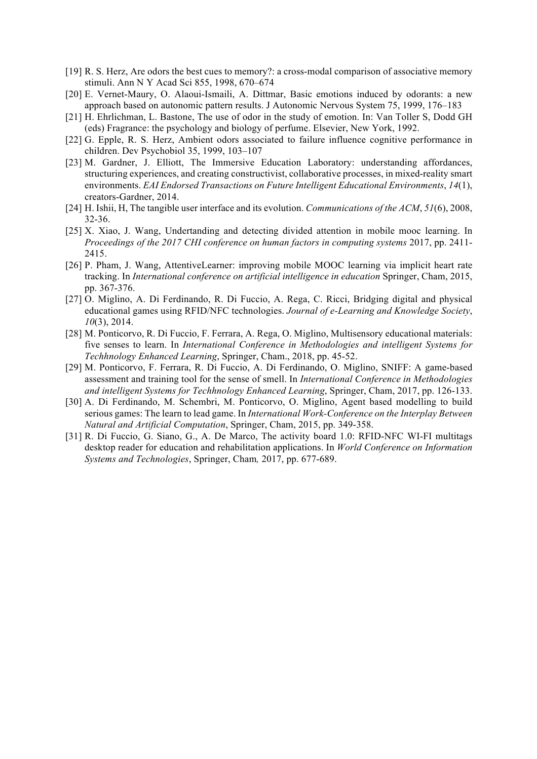[19] R. S. Herz, Are odors the best cues to memory?: a cross-modal comparison of associative memory stimuli. Ann N Y Acad Sci 855, 1998, 670–674

[20] E. Vernet-Maury, O. Alaoui-Ismaili, A. Dittmar, Basic emotions induced by odorants: a new approach based on autonomic pattern results. J Autonomic Nervous System 75, 1999, 176–183

[21] H. Ehrlichman, L. Bastone, The use of odor in the study of emotion. In: Van Toller S, Dodd GH (eds) Fragrance: the psychology and biology of perfume. Elsevier, New York, 1992.

[22] G. Epple, R. S. Herz, Ambient odors associated to failure influence cognitive performance in children. Dev Psychobiol 35, 1999, 103–107

[23] M. Gardner, J. Elliott, The Immersive Education Laboratory: understanding affordances, structuring experiences, and creating constructivist, collaborative processes, in mixed-reality smart environments. *EAI Endorsed Transactions on Future Intelligent Educational Environments*, *14*(1), creators-Gardner, 2014.

[24] H. Ishii, H, The tangible user interface and its evolution. *Communications of the ACM*, *51*(6), 2008, 32-36.

[25] X. Xiao, J. Wang, Undertanding and detecting divided attention in mobile mooc learning. In *Proceedings of the 2017 CHI conference on human factors in computing systems* 2017, pp. 2411-2415.

[26] P. Pham, J. Wang, AttentiveLearner: improving mobile MOOC learning via implicit heart rate tracking. In *International conference on artificial intelligence in education* Springer, Cham, 2015, pp. 367-376.

[27] O. Miglino, A. Di Ferdinando, R. Di Fuccio, A. Rega, C. Ricci, Bridging digital and physical educational games using RFID/NFC technologies. *Journal of e-Learning and Knowledge Society*, *10*(3), 2014.

[28] M. Ponticorvo, R. Di Fuccio, F. Ferrara, A. Rega, O. Miglino, Multisensory educational materials: five senses to learn. In *International Conference in Methodologies and intelligent Systems for Techhnology Enhanced Learning*, Springer, Cham., 2018, pp. 45-52.

[29] M. Ponticorvo, F. Ferrara, R. Di Fuccio, A. Di Ferdinando, O. Miglino, SNIFF: A game-based assessment and training tool for the sense of smell. In *International Conference in Methodologies and intelligent Systems for Techhnology Enhanced Learning*, Springer, Cham, 2017, pp. 126-133.

[30] A. Di Ferdinando, M. Schembri, M. Ponticorvo, O. Miglino, Agent based modelling to build serious games: The learn to lead game. In *International Work-Conference on the Interplay Between Natural and Artificial Computation*, Springer, Cham, 2015, pp. 349-358.

[31] R. Di Fuccio, G. Siano, G., A. De Marco, The activity board 1.0: RFID-NFC WI-FI multitags desktop reader for education and rehabilitation applications. In *World Conference on Information Systems and Technologies*, Springer, Cham*,* 2017, pp. 677-689.